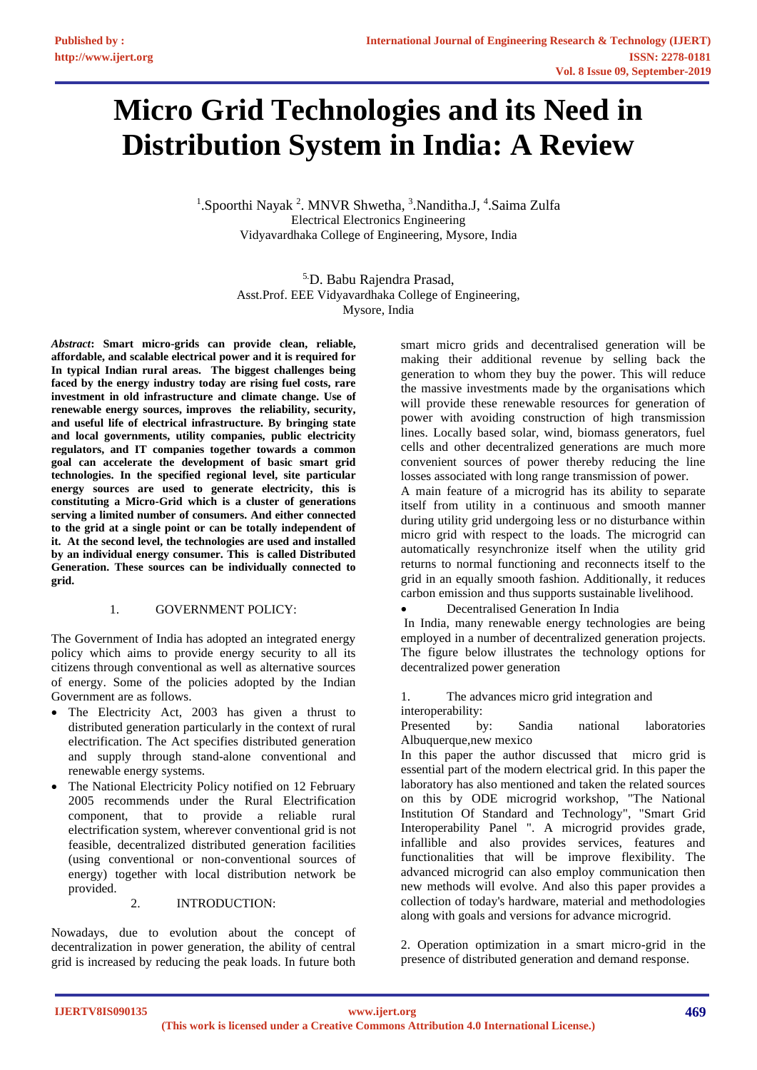# Micro Grid Technologies and its Need in Distribution System in India: A Review

[1].Spoorthi Nayak [2]. MNVR Shwetha, [3].Nanditha.J, [4].Saima Zulfa
Electrical Electronics Engineering
Vidyavardhaka College of Engineering, Mysore, India

[5.]D. Babu Rajendra Prasad,
Asst.Prof. EEE Vidyavardhaka College of Engineering,
Mysore, India

***Abstract*: Smart micro-grids can provide clean, reliable, affordable, and scalable electrical power and it is required for In typical Indian rural areas. The biggest challenges being faced by the energy industry today are rising fuel costs, rare investment in old infrastructure and climate change. Use of renewable energy sources, improves the reliability, security, and useful life of electrical infrastructure. By bringing state and local governments, utility companies, public electricity regulators, and IT companies together towards a common goal can accelerate the development of basic smart grid technologies. In the specified regional level, site particular energy sources are used to generate electricity, this is constituting a Micro-Grid which is a cluster of generations serving a limited number of consumers. And either connected to the grid at a single point or can be totally independent of it. At the second level, the technologies are used and installed by an individual energy consumer. This is called Distributed Generation. These sources can be individually connected to grid.**

## 1. GOVERNMENT POLICY:

The Government of India has adopted an integrated energy policy which aims to provide energy security to all its citizens through conventional as well as alternative sources of energy. Some of the policies adopted by the Indian Government are as follows.

- The Electricity Act, 2003 has given a thrust to distributed generation particularly in the context of rural electrification. The Act specifies distributed generation and supply through stand-alone conventional and renewable energy systems.
- The National Electricity Policy notified on 12 February 2005 recommends under the Rural Electrification component, that to provide a reliable rural electrification system, wherever conventional grid is not feasible, decentralized distributed generation facilities (using conventional or non-conventional sources of energy) together with local distribution network be provided.

## 2. INTRODUCTION:

Nowadays, due to evolution about the concept of decentralization in power generation, the ability of central grid is increased by reducing the peak loads. In future both smart micro grids and decentralised generation will be making their additional revenue by selling back the generation to whom they buy the power. This will reduce the massive investments made by the organisations which will provide these renewable resources for generation of power with avoiding construction of high transmission lines. Locally based solar, wind, biomass generators, fuel cells and other decentralized generations are much more convenient sources of power thereby reducing the line losses associated with long range transmission of power.

A main feature of a microgrid has its ability to separate itself from utility in a continuous and smooth manner during utility grid undergoing less or no disturbance within micro grid with respect to the loads. The microgrid can automatically resynchronize itself when the utility grid returns to normal functioning and reconnects itself to the grid in an equally smooth fashion. Additionally, it reduces carbon emission and thus supports sustainable livelihood.

- Decentralised Generation In India

In India, many renewable energy technologies are being employed in a number of decentralized generation projects. The figure below illustrates the technology options for decentralized power generation

1. The advances micro grid integration and interoperability:

Presented by: Sandia national laboratories Albuquerque,new mexico

In this paper the author discussed that micro grid is essential part of the modern electrical grid. In this paper the laboratory has also mentioned and taken the related sources on this by ODE microgrid workshop, "The National Institution Of Standard and Technology", "Smart Grid Interoperability Panel ". A microgrid provides grade, infallible and also provides services, features and functionalities that will be improve flexibility. The advanced microgrid can also employ communication then new methods will evolve. And also this paper provides a collection of today's hardware, material and methodologies along with goals and versions for advance microgrid.

2. Operation optimization in a smart micro-grid in the presence of distributed generation and demand response.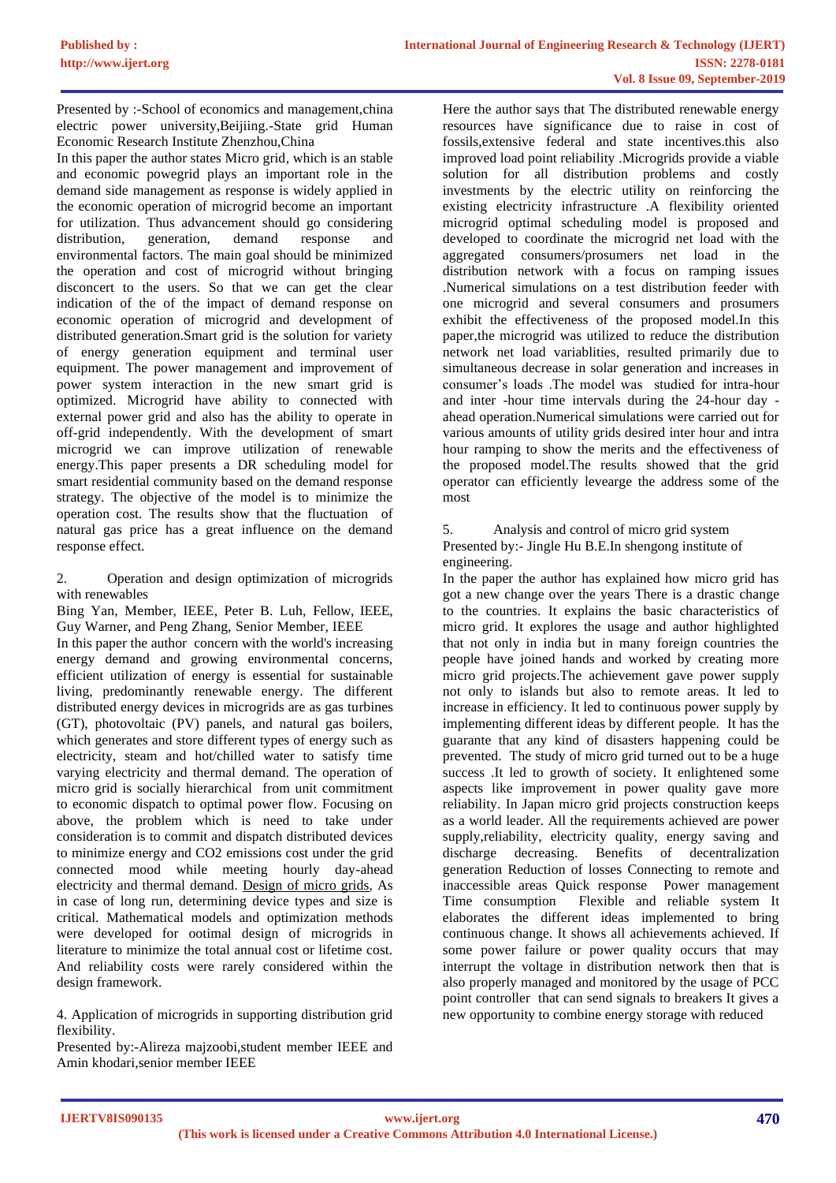Presented by :-School of economics and management,china electric power university,Beijiing.-State grid Human Economic Research Institute Zhenzhou,China

In this paper the author states Micro grid, which is an stable and economic powegrid plays an important role in the demand side management as response is widely applied in the economic operation of microgrid become an important for utilization. Thus advancement should go considering distribution, generation, demand response and environmental factors. The main goal should be minimized the operation and cost of microgrid without bringing disconcert to the users. So that we can get the clear indication of the of the impact of demand response on economic operation of microgrid and development of distributed generation.Smart grid is the solution for variety of energy generation equipment and terminal user equipment. The power management and improvement of power system interaction in the new smart grid is optimized. Microgrid have ability to connected with external power grid and also has the ability to operate in off-grid independently. With the development of smart microgrid we can improve utilization of renewable energy.This paper presents a DR scheduling model for smart residential community based on the demand response strategy. The objective of the model is to minimize the operation cost. The results show that the fluctuation of natural gas price has a great influence on the demand response effect.

2. Operation and design optimization of microgrids with renewables

Bing Yan, Member, IEEE, Peter B. Luh, Fellow, IEEE, Guy Warner, and Peng Zhang, Senior Member, IEEE

In this paper the author concern with the world's increasing energy demand and growing environmental concerns, efficient utilization of energy is essential for sustainable living, predominantly renewable energy. The different distributed energy devices in microgrids are as gas turbines (GT), photovoltaic (PV) panels, and natural gas boilers, which generates and store different types of energy such as electricity, steam and hot/chilled water to satisfy time varying electricity and thermal demand. The operation of micro grid is socially hierarchical from unit commitment to economic dispatch to optimal power flow. Focusing on above, the problem which is need to take under consideration is to commit and dispatch distributed devices to minimize energy and CO2 emissions cost under the grid connected mood while meeting hourly day-ahead electricity and thermal demand. Design of micro grids, As in case of long run, determining device types and size is critical. Mathematical models and optimization methods were developed for ootimal design of microgrids in literature to minimize the total annual cost or lifetime cost. And reliability costs were rarely considered within the design framework.

4. Application of microgrids in supporting distribution grid flexibility.

Presented by:-Alireza majzoobi,student member IEEE and Amin khodari,senior member IEEE

Here the author says that The distributed renewable energy resources have significance due to raise in cost of fossils,extensive federal and state incentives.this also improved load point reliability .Microgrids provide a viable solution for all distribution problems and costly investments by the electric utility on reinforcing the existing electricity infrastructure .A flexibility oriented microgrid optimal scheduling model is proposed and developed to coordinate the microgrid net load with the aggregated consumers/prosumers net load in the distribution network with a focus on ramping issues .Numerical simulations on a test distribution feeder with one microgrid and several consumers and prosumers exhibit the effectiveness of the proposed model.In this paper,the microgrid was utilized to reduce the distribution network net load variablities, resulted primarily due to simultaneous decrease in solar generation and increases in consumer's loads .The model was studied for intra-hour and inter -hour time intervals during the 24-hour day -ahead operation.Numerical simulations were carried out for various amounts of utility grids desired inter hour and intra hour ramping to show the merits and the effectiveness of the proposed model.The results showed that the grid operator can efficiently levearge the address some of the most

5. Analysis and control of micro grid system

Presented by:- Jingle Hu B.E.In shengong institute of engineering.

In the paper the author has explained how micro grid has got a new change over the years There is a drastic change to the countries. It explains the basic characteristics of micro grid. It explores the usage and author highlighted that not only in india but in many foreign countries the people have joined hands and worked by creating more micro grid projects.The achievement gave power supply not only to islands but also to remote areas. It led to increase in efficiency. It led to continuous power supply by implementing different ideas by different people. It has the guarante that any kind of disasters happening could be prevented. The study of micro grid turned out to be a huge success .It led to growth of society. It enlightened some aspects like improvement in power quality gave more reliability. In Japan micro grid projects construction keeps as a world leader. All the requirements achieved are power supply,reliability, electricity quality, energy saving and discharge decreasing. Benefits of decentralization generation Reduction of losses Connecting to remote and inaccessible areas Quick response Power management Time consumption Flexible and reliable system It elaborates the different ideas implemented to bring continuous change. It shows all achievements achieved. If some power failure or power quality occurs that may interrupt the voltage in distribution network then that is also properly managed and monitored by the usage of PCC point controller that can send signals to breakers It gives a new opportunity to combine energy storage with reduced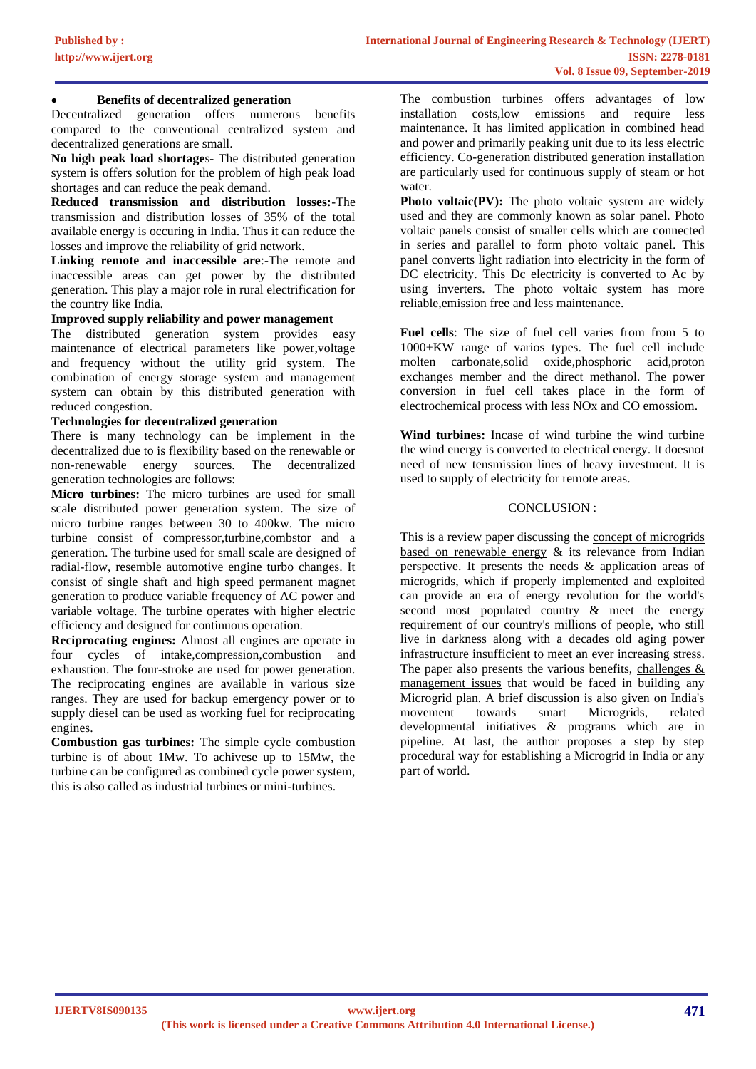- **Benefits of decentralized generation**

Decentralized generation offers numerous benefits compared to the conventional centralized system and decentralized generations are small.

**No high peak load shortage**s- The distributed generation system is offers solution for the problem of high peak load shortages and can reduce the peak demand.

**Reduced transmission and distribution losses:**-The transmission and distribution losses of 35% of the total available energy is occuring in India. Thus it can reduce the losses and improve the reliability of grid network.

**Linking remote and inaccessible are**:-The remote and inaccessible areas can get power by the distributed generation. This play a major role in rural electrification for the country like India.

**Improved supply reliability and power management**

The distributed generation system provides easy maintenance of electrical parameters like power,voltage and frequency without the utility grid system. The combination of energy storage system and management system can obtain by this distributed generation with reduced congestion.

**Technologies for decentralized generation**

There is many technology can be implement in the decentralized due to is flexibility based on the renewable or non-renewable energy sources. The decentralized generation technologies are follows:

**Micro turbines:** The micro turbines are used for small scale distributed power generation system. The size of micro turbine ranges between 30 to 400kw. The micro turbine consist of compressor,turbine,combstor and a generation. The turbine used for small scale are designed of radial-flow, resemble automotive engine turbo changes. It consist of single shaft and high speed permanent magnet generation to produce variable frequency of AC power and variable voltage. The turbine operates with higher electric efficiency and designed for continuous operation.

**Reciprocating engines:** Almost all engines are operate in four cycles of intake,compression,combustion and exhaustion. The four-stroke are used for power generation. The reciprocating engines are available in various size ranges. They are used for backup emergency power or to supply diesel can be used as working fuel for reciprocating engines.

**Combustion gas turbines:** The simple cycle combustion turbine is of about 1Mw. To achivese up to 15Mw, the turbine can be configured as combined cycle power system, this is also called as industrial turbines or mini-turbines.

The combustion turbines offers advantages of low installation costs,low emissions and require less maintenance. It has limited application in combined head and power and primarily peaking unit due to its less electric efficiency. Co-generation distributed generation installation are particularly used for continuous supply of steam or hot water.

**Photo voltaic(PV):** The photo voltaic system are widely used and they are commonly known as solar panel. Photo voltaic panels consist of smaller cells which are connected in series and parallel to form photo voltaic panel. This panel converts light radiation into electricity in the form of DC electricity. This Dc electricity is converted to Ac by using inverters. The photo voltaic system has more reliable,emission free and less maintenance.

**Fuel cells**: The size of fuel cell varies from from 5 to 1000+KW range of varios types. The fuel cell include molten carbonate,solid oxide,phosphoric acid,proton exchanges member and the direct methanol. The power conversion in fuel cell takes place in the form of electrochemical process with less NOx and CO emossiom.

**Wind turbines:** Incase of wind turbine the wind turbine the wind energy is converted to electrical energy. It doesnot need of new tensmission lines of heavy investment. It is used to supply of electricity for remote areas.

## CONCLUSION :

This is a review paper discussing the concept of microgrids based on renewable energy & its relevance from Indian perspective. It presents the needs & application areas of microgrids, which if properly implemented and exploited can provide an era of energy revolution for the world's second most populated country & meet the energy requirement of our country's millions of people, who still live in darkness along with a decades old aging power infrastructure insufficient to meet an ever increasing stress. The paper also presents the various benefits, challenges & management issues that would be faced in building any Microgrid plan. A brief discussion is also given on India's movement towards smart Microgrids, related developmental initiatives & programs which are in pipeline. At last, the author proposes a step by step procedural way for establishing a Microgrid in India or any part of world.